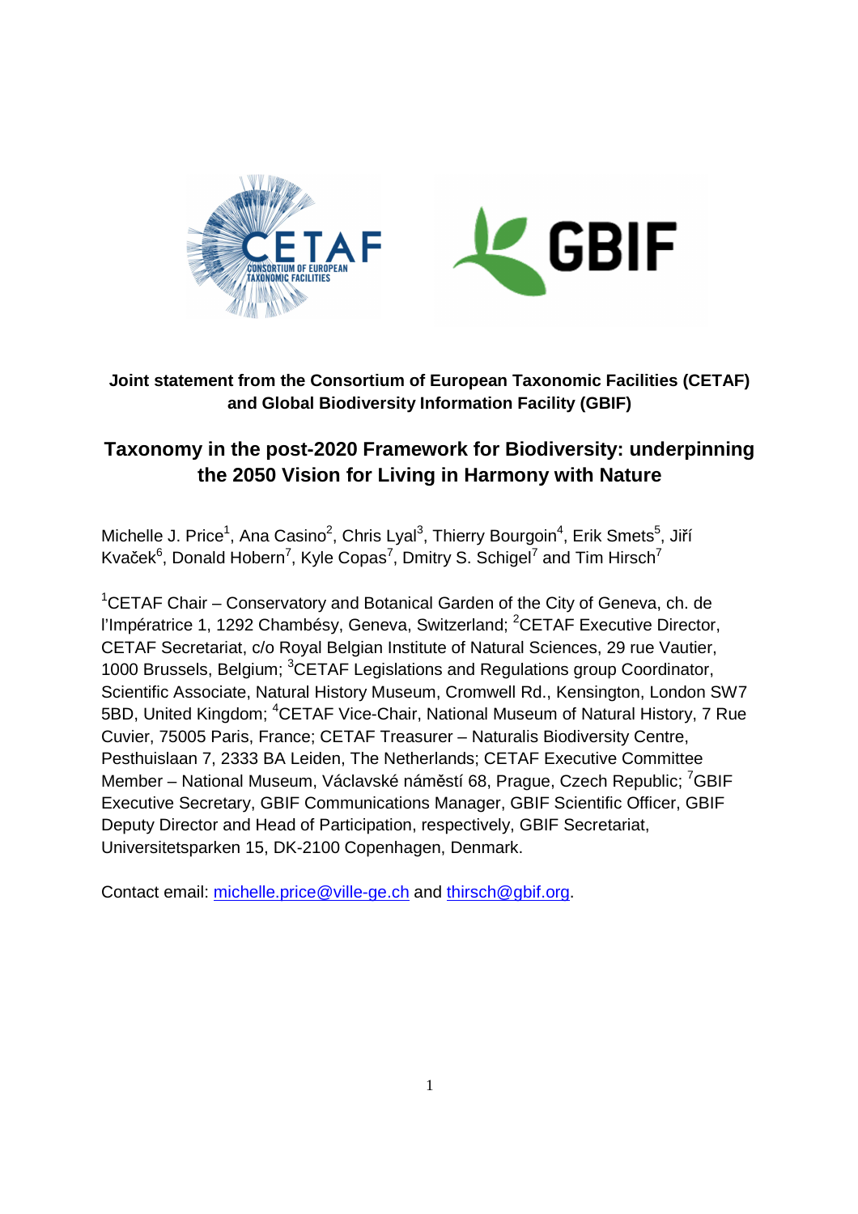**Joint statement from the Consortium of European Taxonomic Facilities (CETAF) and Global Biodiversity Information Facility (GBIF)**

# Taxonomy in the post-2020 Framework for Biodiversity: underpinning the 2050 Vision for Living in Harmony with Nature

Michelle J. Price[1], Ana Casino[2], Chris Lyal[3], Thierry Bourgoin[4], Erik Smets[5], Jiří Kvaček[6], Donald Hobern[7], Kyle Copas[7], Dmitry S. Schigel[7] and Tim Hirsch[7]

[1]CETAF Chair – Conservatory and Botanical Garden of the City of Geneva, ch. de l'Impératrice 1, 1292 Chambésy, Geneva, Switzerland; [2]CETAF Executive Director, CETAF Secretariat, c/o Royal Belgian Institute of Natural Sciences, 29 rue Vautier, 1000 Brussels, Belgium; [3]CETAF Legislations and Regulations group Coordinator, Scientific Associate, Natural History Museum, Cromwell Rd., Kensington, London SW7 5BD, United Kingdom; [4]CETAF Vice-Chair, National Museum of Natural History, 7 Rue Cuvier, 75005 Paris, France; CETAF Treasurer – Naturalis Biodiversity Centre, Pesthuislaan 7, 2333 BA Leiden, The Netherlands; CETAF Executive Committee Member – National Museum, Václavské náměstí 68, Prague, Czech Republic; [7]GBIF Executive Secretary, GBIF Communications Manager, GBIF Scientific Officer, GBIF Deputy Director and Head of Participation, respectively, GBIF Secretariat, Universitetsparken 15, DK-2100 Copenhagen, Denmark.

Contact email: michelle.price@ville-ge.ch and thirsch@gbif.org.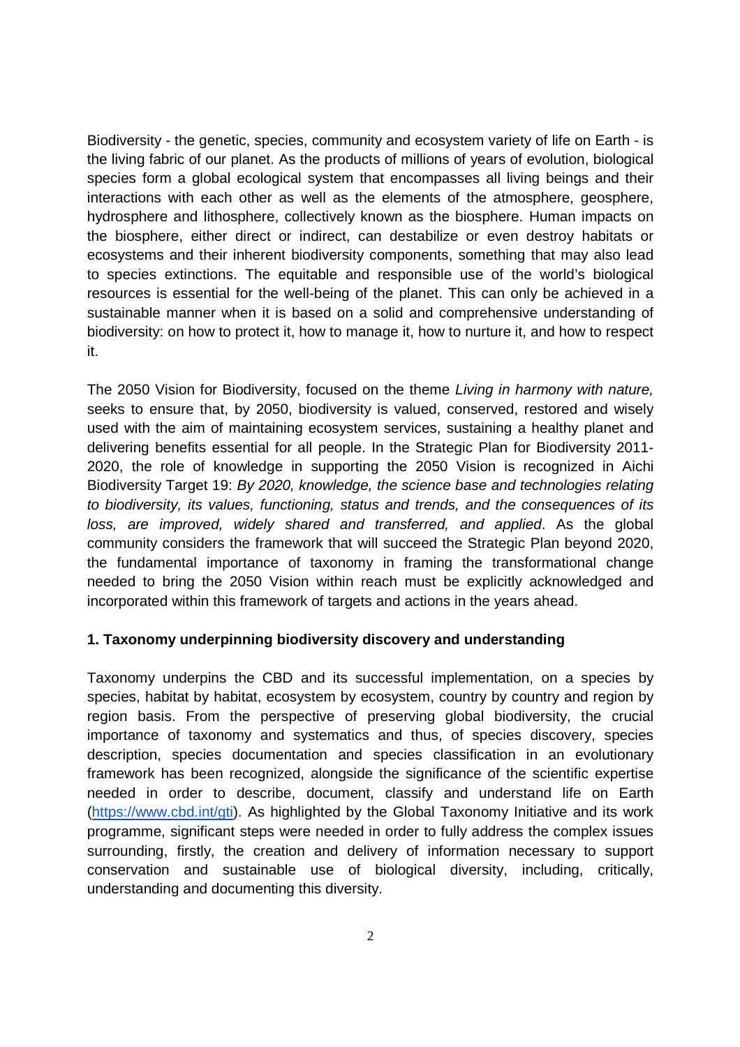Biodiversity - the genetic, species, community and ecosystem variety of life on Earth - is the living fabric of our planet. As the products of millions of years of evolution, biological species form a global ecological system that encompasses all living beings and their interactions with each other as well as the elements of the atmosphere, geosphere, hydrosphere and lithosphere, collectively known as the biosphere. Human impacts on the biosphere, either direct or indirect, can destabilize or even destroy habitats or ecosystems and their inherent biodiversity components, something that may also lead to species extinctions. The equitable and responsible use of the world's biological resources is essential for the well-being of the planet. This can only be achieved in a sustainable manner when it is based on a solid and comprehensive understanding of biodiversity: on how to protect it, how to manage it, how to nurture it, and how to respect it.

The 2050 Vision for Biodiversity, focused on the theme *Living in harmony with nature,* seeks to ensure that, by 2050, biodiversity is valued, conserved, restored and wisely used with the aim of maintaining ecosystem services, sustaining a healthy planet and delivering benefits essential for all people. In the Strategic Plan for Biodiversity 2011-2020, the role of knowledge in supporting the 2050 Vision is recognized in Aichi Biodiversity Target 19: *By 2020, knowledge, the science base and technologies relating to biodiversity, its values, functioning, status and trends, and the consequences of its loss, are improved, widely shared and transferred, and applied*. As the global community considers the framework that will succeed the Strategic Plan beyond 2020, the fundamental importance of taxonomy in framing the transformational change needed to bring the 2050 Vision within reach must be explicitly acknowledged and incorporated within this framework of targets and actions in the years ahead.

## 1. Taxonomy underpinning biodiversity discovery and understanding

Taxonomy underpins the CBD and its successful implementation, on a species by species, habitat by habitat, ecosystem by ecosystem, country by country and region by region basis. From the perspective of preserving global biodiversity, the crucial importance of taxonomy and systematics and thus, of species discovery, species description, species documentation and species classification in an evolutionary framework has been recognized, alongside the significance of the scientific expertise needed in order to describe, document, classify and understand life on Earth ([https://www.cbd.int/gti](https://www.cbd.int/gti)). As highlighted by the Global Taxonomy Initiative and its work programme, significant steps were needed in order to fully address the complex issues surrounding, firstly, the creation and delivery of information necessary to support conservation and sustainable use of biological diversity, including, critically, understanding and documenting this diversity.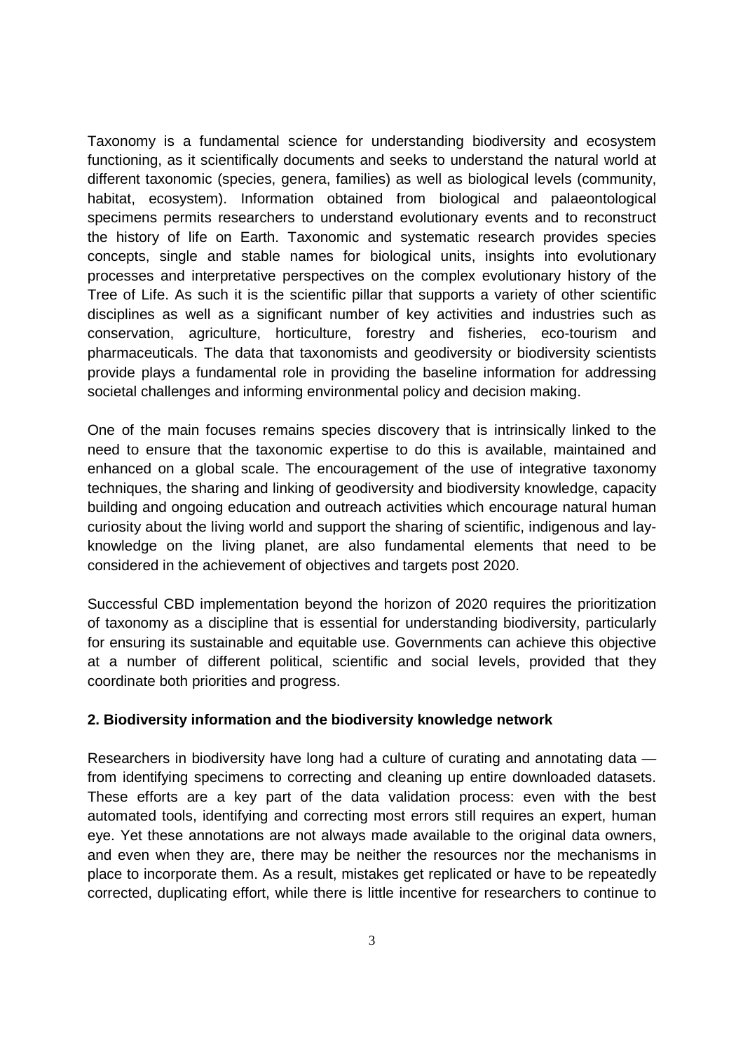Taxonomy is a fundamental science for understanding biodiversity and ecosystem functioning, as it scientifically documents and seeks to understand the natural world at different taxonomic (species, genera, families) as well as biological levels (community, habitat, ecosystem). Information obtained from biological and palaeontological specimens permits researchers to understand evolutionary events and to reconstruct the history of life on Earth. Taxonomic and systematic research provides species concepts, single and stable names for biological units, insights into evolutionary processes and interpretative perspectives on the complex evolutionary history of the Tree of Life. As such it is the scientific pillar that supports a variety of other scientific disciplines as well as a significant number of key activities and industries such as conservation, agriculture, horticulture, forestry and fisheries, eco-tourism and pharmaceuticals. The data that taxonomists and geodiversity or biodiversity scientists provide plays a fundamental role in providing the baseline information for addressing societal challenges and informing environmental policy and decision making.

One of the main focuses remains species discovery that is intrinsically linked to the need to ensure that the taxonomic expertise to do this is available, maintained and enhanced on a global scale. The encouragement of the use of integrative taxonomy techniques, the sharing and linking of geodiversity and biodiversity knowledge, capacity building and ongoing education and outreach activities which encourage natural human curiosity about the living world and support the sharing of scientific, indigenous and lay-knowledge on the living planet, are also fundamental elements that need to be considered in the achievement of objectives and targets post 2020.

Successful CBD implementation beyond the horizon of 2020 requires the prioritization of taxonomy as a discipline that is essential for understanding biodiversity, particularly for ensuring its sustainable and equitable use. Governments can achieve this objective at a number of different political, scientific and social levels, provided that they coordinate both priorities and progress.

## 2. Biodiversity information and the biodiversity knowledge network

Researchers in biodiversity have long had a culture of curating and annotating data — from identifying specimens to correcting and cleaning up entire downloaded datasets. These efforts are a key part of the data validation process: even with the best automated tools, identifying and correcting most errors still requires an expert, human eye. Yet these annotations are not always made available to the original data owners, and even when they are, there may be neither the resources nor the mechanisms in place to incorporate them. As a result, mistakes get replicated or have to be repeatedly corrected, duplicating effort, while there is little incentive for researchers to continue to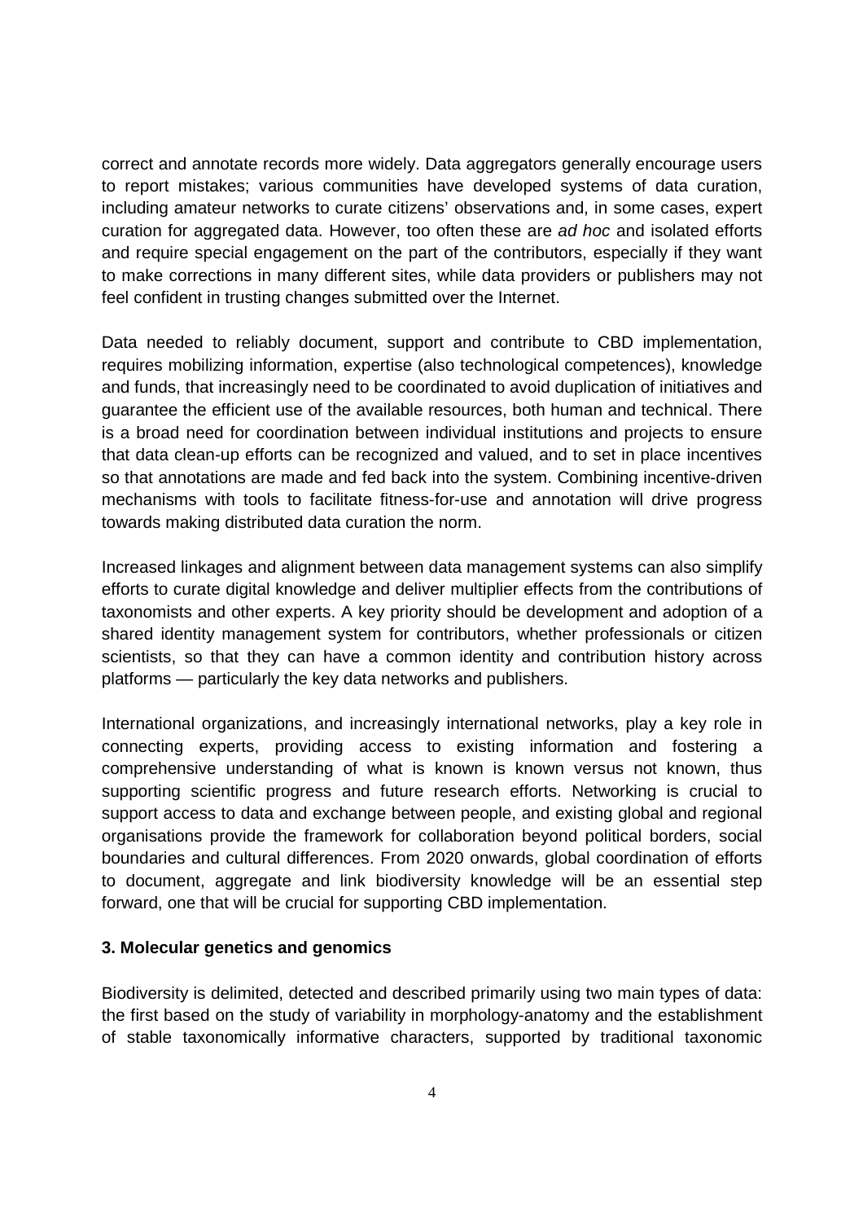correct and annotate records more widely. Data aggregators generally encourage users to report mistakes; various communities have developed systems of data curation, including amateur networks to curate citizens' observations and, in some cases, expert curation for aggregated data. However, too often these are *ad hoc* and isolated efforts and require special engagement on the part of the contributors, especially if they want to make corrections in many different sites, while data providers or publishers may not feel confident in trusting changes submitted over the Internet.

Data needed to reliably document, support and contribute to CBD implementation, requires mobilizing information, expertise (also technological competences), knowledge and funds, that increasingly need to be coordinated to avoid duplication of initiatives and guarantee the efficient use of the available resources, both human and technical. There is a broad need for coordination between individual institutions and projects to ensure that data clean-up efforts can be recognized and valued, and to set in place incentives so that annotations are made and fed back into the system. Combining incentive-driven mechanisms with tools to facilitate fitness-for-use and annotation will drive progress towards making distributed data curation the norm.

Increased linkages and alignment between data management systems can also simplify efforts to curate digital knowledge and deliver multiplier effects from the contributions of taxonomists and other experts. A key priority should be development and adoption of a shared identity management system for contributors, whether professionals or citizen scientists, so that they can have a common identity and contribution history across platforms — particularly the key data networks and publishers.

International organizations, and increasingly international networks, play a key role in connecting experts, providing access to existing information and fostering a comprehensive understanding of what is known is known versus not known, thus supporting scientific progress and future research efforts. Networking is crucial to support access to data and exchange between people, and existing global and regional organisations provide the framework for collaboration beyond political borders, social boundaries and cultural differences. From 2020 onwards, global coordination of efforts to document, aggregate and link biodiversity knowledge will be an essential step forward, one that will be crucial for supporting CBD implementation.

### 3. Molecular genetics and genomics

Biodiversity is delimited, detected and described primarily using two main types of data: the first based on the study of variability in morphology-anatomy and the establishment of stable taxonomically informative characters, supported by traditional taxonomic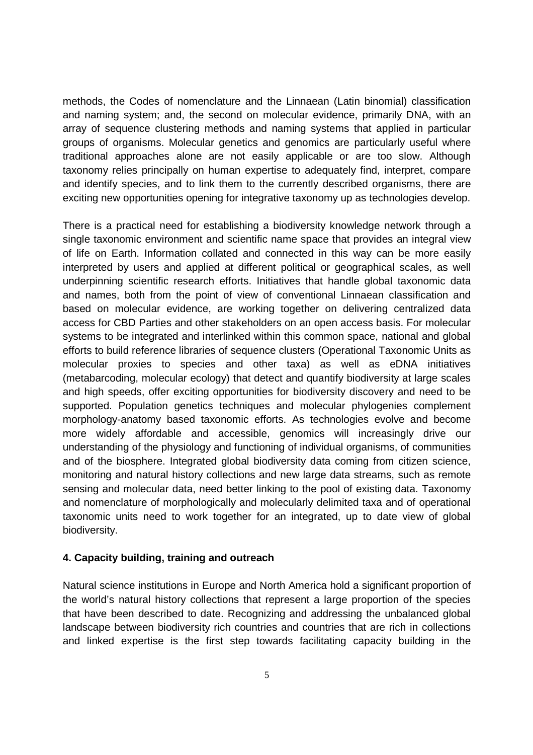methods, the Codes of nomenclature and the Linnaean (Latin binomial) classification and naming system; and, the second on molecular evidence, primarily DNA, with an array of sequence clustering methods and naming systems that applied in particular groups of organisms. Molecular genetics and genomics are particularly useful where traditional approaches alone are not easily applicable or are too slow. Although taxonomy relies principally on human expertise to adequately find, interpret, compare and identify species, and to link them to the currently described organisms, there are exciting new opportunities opening for integrative taxonomy up as technologies develop.

There is a practical need for establishing a biodiversity knowledge network through a single taxonomic environment and scientific name space that provides an integral view of life on Earth. Information collated and connected in this way can be more easily interpreted by users and applied at different political or geographical scales, as well underpinning scientific research efforts. Initiatives that handle global taxonomic data and names, both from the point of view of conventional Linnaean classification and based on molecular evidence, are working together on delivering centralized data access for CBD Parties and other stakeholders on an open access basis. For molecular systems to be integrated and interlinked within this common space, national and global efforts to build reference libraries of sequence clusters (Operational Taxonomic Units as molecular proxies to species and other taxa) as well as eDNA initiatives (metabarcoding, molecular ecology) that detect and quantify biodiversity at large scales and high speeds, offer exciting opportunities for biodiversity discovery and need to be supported. Population genetics techniques and molecular phylogenies complement morphology-anatomy based taxonomic efforts. As technologies evolve and become more widely affordable and accessible, genomics will increasingly drive our understanding of the physiology and functioning of individual organisms, of communities and of the biosphere. Integrated global biodiversity data coming from citizen science, monitoring and natural history collections and new large data streams, such as remote sensing and molecular data, need better linking to the pool of existing data. Taxonomy and nomenclature of morphologically and molecularly delimited taxa and of operational taxonomic units need to work together for an integrated, up to date view of global biodiversity.

#### 4. Capacity building, training and outreach

Natural science institutions in Europe and North America hold a significant proportion of the world's natural history collections that represent a large proportion of the species that have been described to date. Recognizing and addressing the unbalanced global landscape between biodiversity rich countries and countries that are rich in collections and linked expertise is the first step towards facilitating capacity building in the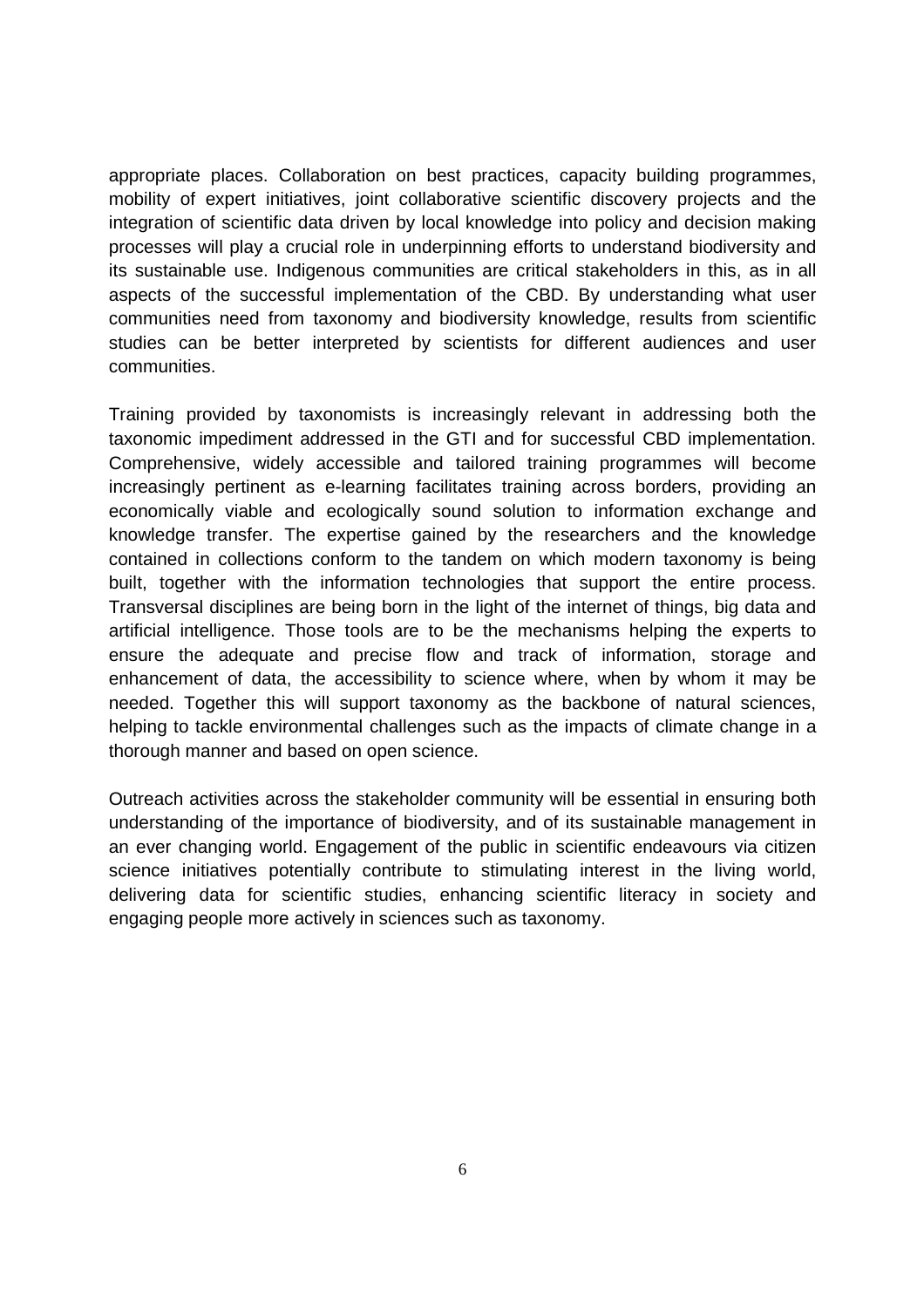appropriate places. Collaboration on best practices, capacity building programmes, mobility of expert initiatives, joint collaborative scientific discovery projects and the integration of scientific data driven by local knowledge into policy and decision making processes will play a crucial role in underpinning efforts to understand biodiversity and its sustainable use. Indigenous communities are critical stakeholders in this, as in all aspects of the successful implementation of the CBD. By understanding what user communities need from taxonomy and biodiversity knowledge, results from scientific studies can be better interpreted by scientists for different audiences and user communities.

Training provided by taxonomists is increasingly relevant in addressing both the taxonomic impediment addressed in the GTI and for successful CBD implementation. Comprehensive, widely accessible and tailored training programmes will become increasingly pertinent as e-learning facilitates training across borders, providing an economically viable and ecologically sound solution to information exchange and knowledge transfer. The expertise gained by the researchers and the knowledge contained in collections conform to the tandem on which modern taxonomy is being built, together with the information technologies that support the entire process. Transversal disciplines are being born in the light of the internet of things, big data and artificial intelligence. Those tools are to be the mechanisms helping the experts to ensure the adequate and precise flow and track of information, storage and enhancement of data, the accessibility to science where, when by whom it may be needed. Together this will support taxonomy as the backbone of natural sciences, helping to tackle environmental challenges such as the impacts of climate change in a thorough manner and based on open science.

Outreach activities across the stakeholder community will be essential in ensuring both understanding of the importance of biodiversity, and of its sustainable management in an ever changing world. Engagement of the public in scientific endeavours via citizen science initiatives potentially contribute to stimulating interest in the living world, delivering data for scientific studies, enhancing scientific literacy in society and engaging people more actively in sciences such as taxonomy.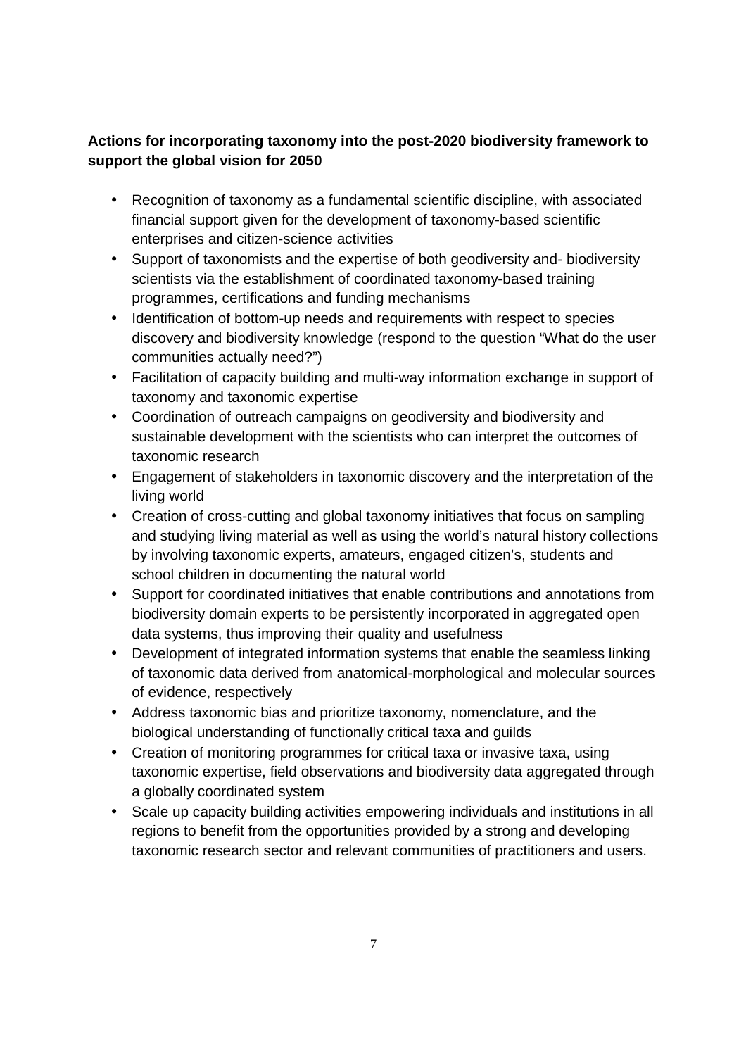**Actions for incorporating taxonomy into the post-2020 biodiversity framework to support the global vision for 2050**

- Recognition of taxonomy as a fundamental scientific discipline, with associated financial support given for the development of taxonomy-based scientific enterprises and citizen-science activities
- Support of taxonomists and the expertise of both geodiversity and- biodiversity scientists via the establishment of coordinated taxonomy-based training programmes, certifications and funding mechanisms
- Identification of bottom-up needs and requirements with respect to species discovery and biodiversity knowledge (respond to the question "What do the user communities actually need?")
- Facilitation of capacity building and multi-way information exchange in support of taxonomy and taxonomic expertise
- Coordination of outreach campaigns on geodiversity and biodiversity and sustainable development with the scientists who can interpret the outcomes of taxonomic research
- Engagement of stakeholders in taxonomic discovery and the interpretation of the living world
- Creation of cross-cutting and global taxonomy initiatives that focus on sampling and studying living material as well as using the world's natural history collections by involving taxonomic experts, amateurs, engaged citizen's, students and school children in documenting the natural world
- Support for coordinated initiatives that enable contributions and annotations from biodiversity domain experts to be persistently incorporated in aggregated open data systems, thus improving their quality and usefulness
- Development of integrated information systems that enable the seamless linking of taxonomic data derived from anatomical-morphological and molecular sources of evidence, respectively
- Address taxonomic bias and prioritize taxonomy, nomenclature, and the biological understanding of functionally critical taxa and guilds
- Creation of monitoring programmes for critical taxa or invasive taxa, using taxonomic expertise, field observations and biodiversity data aggregated through a globally coordinated system
- Scale up capacity building activities empowering individuals and institutions in all regions to benefit from the opportunities provided by a strong and developing taxonomic research sector and relevant communities of practitioners and users.